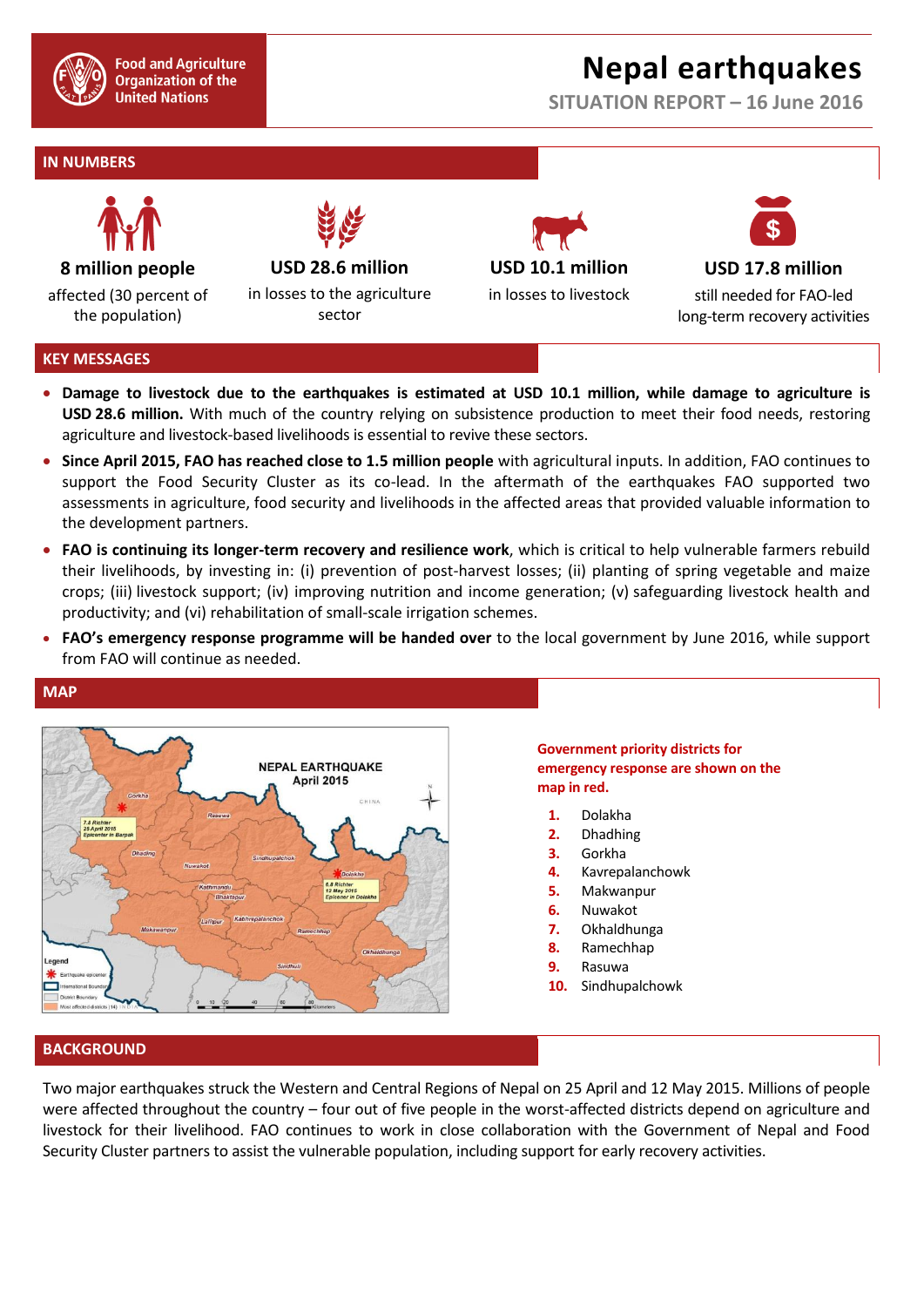Food and Agriculture Organization of the United Nations

# Nepal earthquakes

SITUATION REPORT – 16 June 2016

## IN NUMBERS

**8 million people**
affected (30 percent of the population)

**USD 28.6 million**
in losses to the agriculture sector

**USD 10.1 million**
in losses to livestock

**USD 17.8 million**
still needed for FAO-led long-term recovery activities

## KEY MESSAGES

- **Damage to livestock due to the earthquakes is estimated at USD 10.1 million, while damage to agriculture is USD 28.6 million.** With much of the country relying on subsistence production to meet their food needs, restoring agriculture and livestock-based livelihoods is essential to revive these sectors.
- **Since April 2015, FAO has reached close to 1.5 million people** with agricultural inputs. In addition, FAO continues to support the Food Security Cluster as its co-lead. In the aftermath of the earthquakes FAO supported two assessments in agriculture, food security and livelihoods in the affected areas that provided valuable information to the development partners.
- **FAO is continuing its longer-term recovery and resilience work**, which is critical to help vulnerable farmers rebuild their livelihoods, by investing in: (i) prevention of post-harvest losses; (ii) planting of spring vegetable and maize crops; (iii) livestock support; (iv) improving nutrition and income generation; (v) safeguarding livestock health and productivity; and (vi) rehabilitation of small-scale irrigation schemes.
- **FAO's emergency response programme will be handed over** to the local government by June 2016, while support from FAO will continue as needed.

## MAP

**Government priority districts for emergency response are shown on the map in red.**

1. Dolakha
2. Dhadhing
3. Gorkha
4. Kavrepalanchowk
5. Makwanpur
6. Nuwakot
7. Okhaldhunga
8. Ramechhap
9. Rasuwa
10. Sindhupalchowk

## BACKGROUND

Two major earthquakes struck the Western and Central Regions of Nepal on 25 April and 12 May 2015. Millions of people were affected throughout the country – four out of five people in the worst-affected districts depend on agriculture and livestock for their livelihood. FAO continues to work in close collaboration with the Government of Nepal and Food Security Cluster partners to assist the vulnerable population, including support for early recovery activities.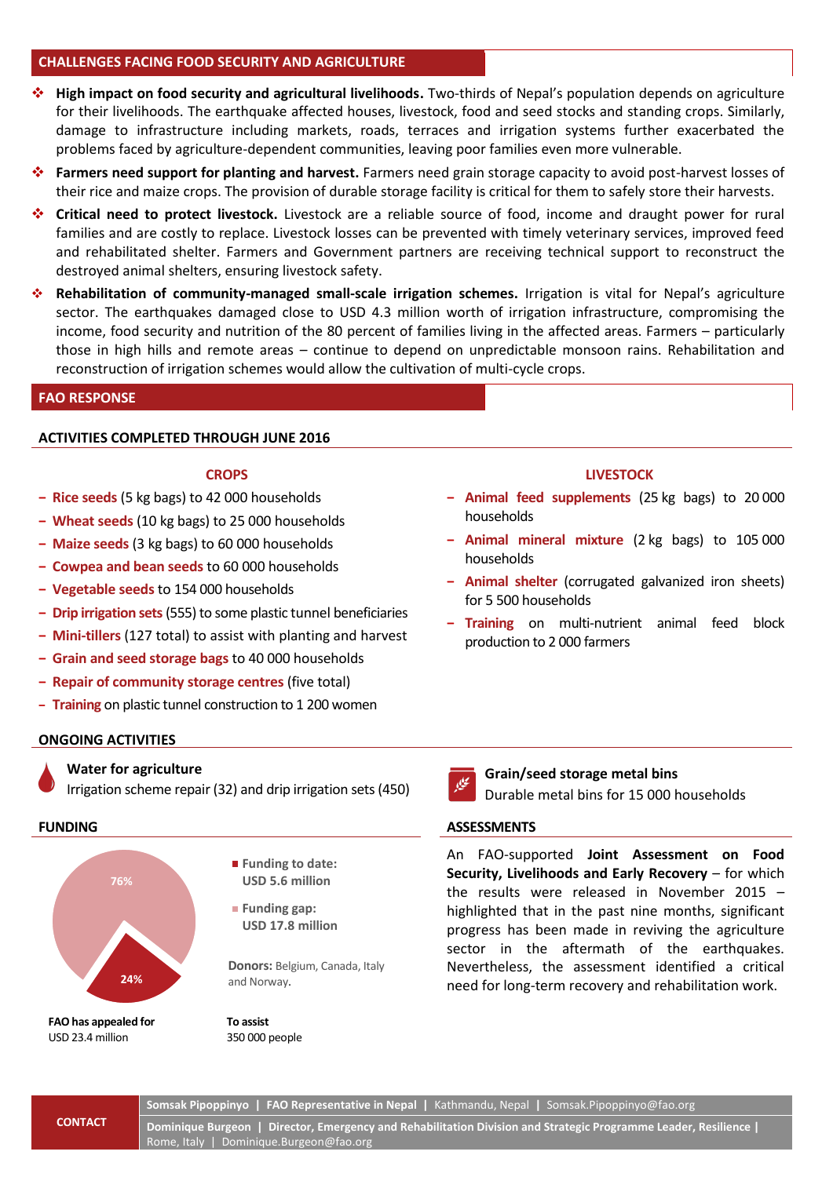## CHALLENGES FACING FOOD SECURITY AND AGRICULTURE

- **High impact on food security and agricultural livelihoods.** Two-thirds of Nepal's population depends on agriculture for their livelihoods. The earthquake affected houses, livestock, food and seed stocks and standing crops. Similarly, damage to infrastructure including markets, roads, terraces and irrigation systems further exacerbated the problems faced by agriculture-dependent communities, leaving poor families even more vulnerable.
- **Farmers need support for planting and harvest.** Farmers need grain storage capacity to avoid post-harvest losses of their rice and maize crops. The provision of durable storage facility is critical for them to safely store their harvests.
- **Critical need to protect livestock.** Livestock are a reliable source of food, income and draught power for rural families and are costly to replace. Livestock losses can be prevented with timely veterinary services, improved feed and rehabilitated shelter. Farmers and Government partners are receiving technical support to reconstruct the destroyed animal shelters, ensuring livestock safety.
- **Rehabilitation of community-managed small-scale irrigation schemes.** Irrigation is vital for Nepal's agriculture sector. The earthquakes damaged close to USD 4.3 million worth of irrigation infrastructure, compromising the income, food security and nutrition of the 80 percent of families living in the affected areas. Farmers – particularly those in high hills and remote areas – continue to depend on unpredictable monsoon rains. Rehabilitation and reconstruction of irrigation schemes would allow the cultivation of multi-cycle crops.

## FAO RESPONSE

### ACTIVITIES COMPLETED THROUGH JUNE 2016

#### CROPS

- **Rice seeds** (5 kg bags) to 42 000 households
- **Wheat seeds** (10 kg bags) to 25 000 households
- **Maize seeds** (3 kg bags) to 60 000 households
- **Cowpea and bean seeds** to 60 000 households
- **Vegetable seeds** to 154 000 households
- **Drip irrigation sets** (555) to some plastic tunnel beneficiaries
- **Mini-tillers** (127 total) to assist with planting and harvest
- **Grain and seed storage bags** to 40 000 households
- **Repair of community storage centres** (five total)
- **Training** on plastic tunnel construction to 1 200 women

#### LIVESTOCK

- **Animal feed supplements** (25 kg bags) to 20 000 households
- **Animal mineral mixture** (2 kg bags) to 105 000 households
- **Animal shelter** (corrugated galvanized iron sheets) for 5 500 households
- **Training** on multi-nutrient animal feed block production to 2 000 farmers

### ONGOING ACTIVITIES

**Water for agriculture**
Irrigation scheme repair (32) and drip irrigation sets (450)

**Grain/seed storage metal bins**
Durable metal bins for 15 000 households

### FUNDING

76%
24%

- **Funding to date:** USD 5.6 million
- **Funding gap:** USD 17.8 million

**Donors:** Belgium, Canada, Italy and Norway.

**FAO has appealed for** USD 23.4 million

**To assist** 350 000 people

### ASSESSMENTS

An FAO-supported **Joint Assessment on Food Security, Livelihoods and Early Recovery** – for which the results were released in November 2015 – highlighted that in the past nine months, significant progress has been made in reviving the agriculture sector in the aftermath of the earthquakes. Nevertheless, the assessment identified a critical need for long-term recovery and rehabilitation work.

**CONTACT**

**Somsak Pipoppinyo | FAO Representative in Nepal |** Kathmandu, Nepal | Somsak.Pipoppinyo@fao.org

**Dominique Burgeon | Director, Emergency and Rehabilitation Division and Strategic Programme Leader, Resilience |** Rome, Italy | Dominique.Burgeon@fao.org